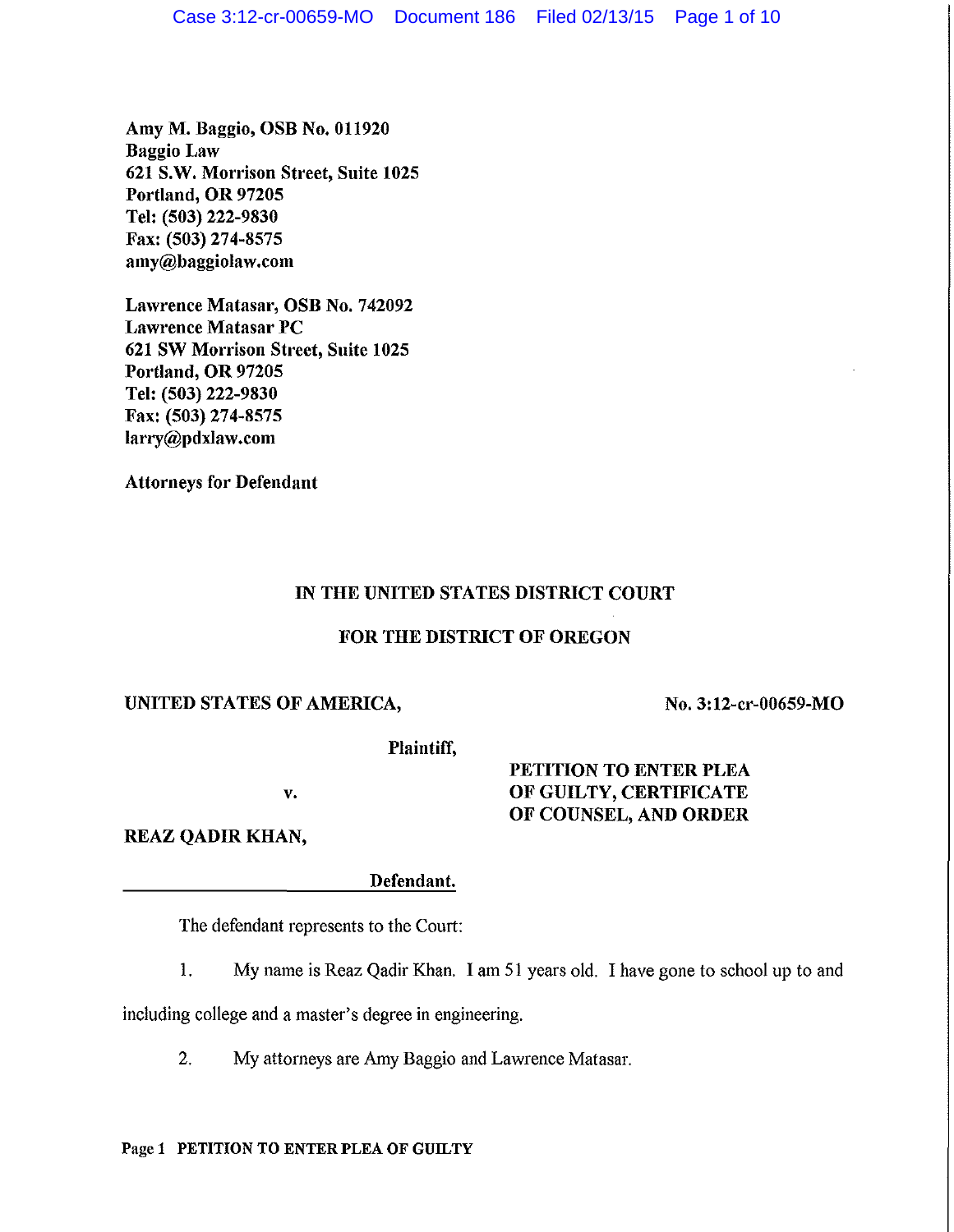Amy M. Baggio, OSB No. 011920
Baggio Law
621 S.W. Morrison Street, Suite 1025
Portland, OR 97205
Tel: (503) 222-9830
Fax: (503) 274-8575
amy@baggiolaw.com

Lawrence Matasar, OSB No. 742092
Lawrence Matasar PC
621 SW Morrison Street, Suite 1025
Portland, OR 97205
Tel: (503) 222-9830
Fax: (503) 274-8575
larry@pdxlaw.com

Attorneys for Defendant

**IN THE UNITED STATES DISTRICT COURT**

**FOR THE DISTRICT OF OREGON**

**UNITED STATES OF AMERICA,**

**Plaintiff,**

**v.**

**REAZ QADIR KHAN,**

**Defendant.**

**No. 3:12-cr-00659-MO**

**PETITION TO ENTER PLEA OF GUILTY, CERTIFICATE OF COUNSEL, AND ORDER**

The defendant represents to the Court:

1. My name is Reaz Qadir Khan. I am 51 years old. I have gone to school up to and including college and a master's degree in engineering.

2. My attorneys are Amy Baggio and Lawrence Matasar.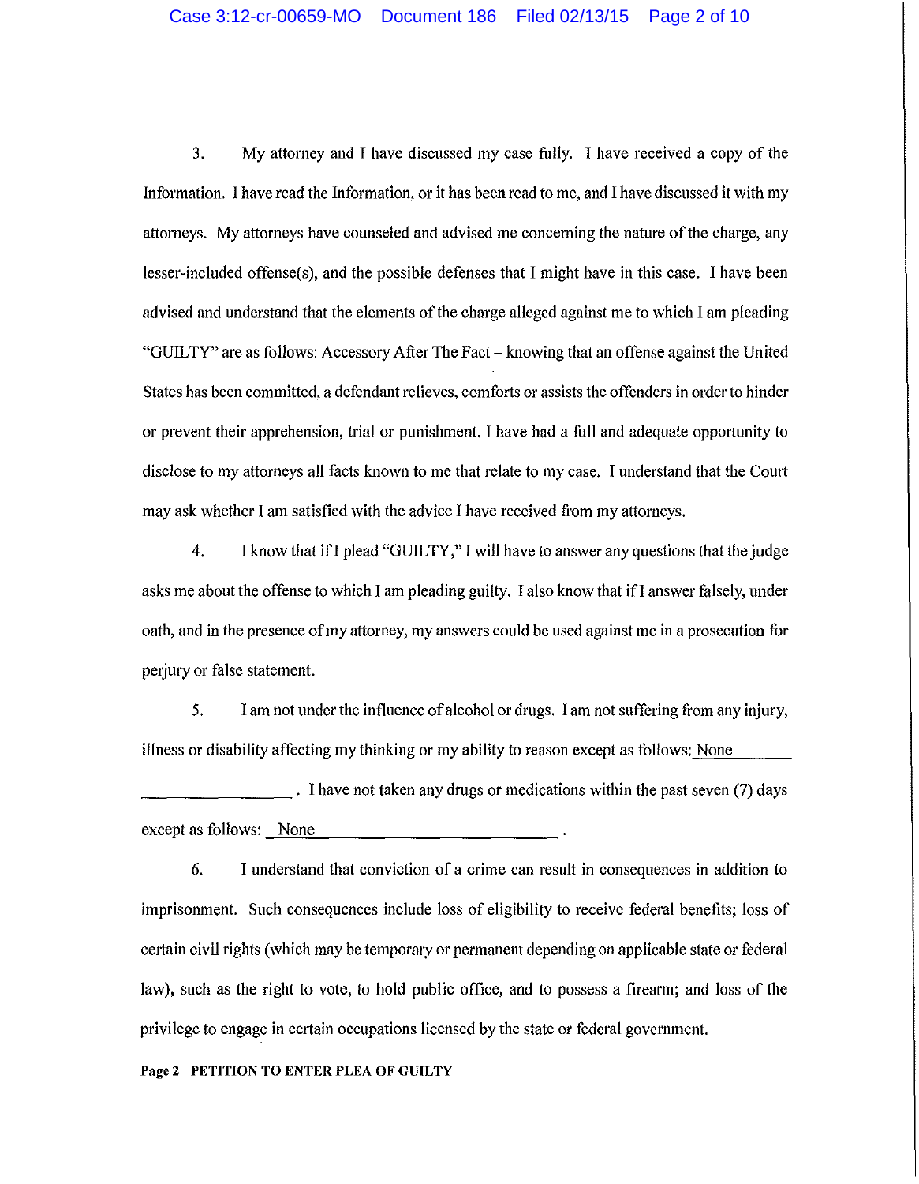3. My attorney and I have discussed my case fully. I have received a copy of the Information. I have read the Information, or it has been read to me, and I have discussed it with my attorneys. My attorneys have counseled and advised me concerning the nature of the charge, any lesser-included offense(s), and the possible defenses that I might have in this case. I have been advised and understand that the elements of the charge alleged against me to which I am pleading "GUILTY" are as follows: Accessory After The Fact – knowing that an offense against the United States has been committed, a defendant relieves, comforts or assists the offenders in order to hinder or prevent their apprehension, trial or punishment. I have had a full and adequate opportunity to disclose to my attorneys all facts known to me that relate to my case. I understand that the Court may ask whether I am satisfied with the advice I have received from my attorneys.

4. I know that if I plead "GUILTY," I will have to answer any questions that the judge asks me about the offense to which I am pleading guilty. I also know that if I answer falsely, under oath, and in the presence of my attorney, my answers could be used against me in a prosecution for perjury or false statement.

5. I am not under the influence of alcohol or drugs. I am not suffering from any injury, illness or disability affecting my thinking or my ability to reason except as follows: None \_\_\_\_\_\_\_\_\_\_\_\_\_\_\_\_\_\_\_\_. I have not taken any drugs or medications within the past seven (7) days except as follows: None \_\_\_\_\_\_\_\_\_\_\_\_\_\_\_\_\_\_\_\_.

6. I understand that conviction of a crime can result in consequences in addition to imprisonment. Such consequences include loss of eligibility to receive federal benefits; loss of certain civil rights (which may be temporary or permanent depending on applicable state or federal law), such as the right to vote, to hold public office, and to possess a firearm; and loss of the privilege to engage in certain occupations licensed by the state or federal government.

**Page 2 PETITION TO ENTER PLEA OF GUILTY**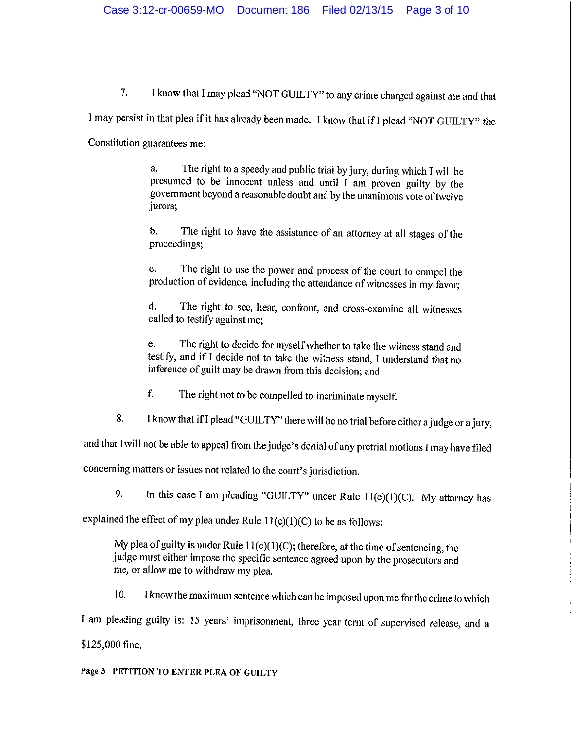7. I know that I may plead "NOT GUILTY" to any crime charged against me and that I may persist in that plea if it has already been made. I know that if I plead "NOT GUILTY" the Constitution guarantees me:

> a. The right to a speedy and public trial by jury, during which I will be presumed to be innocent unless and until I am proven guilty by the government beyond a reasonable doubt and by the unanimous vote of twelve jurors;
>
> b. The right to have the assistance of an attorney at all stages of the proceedings;
>
> c. The right to use the power and process of the court to compel the production of evidence, including the attendance of witnesses in my favor;
>
> d. The right to see, hear, confront, and cross-examine all witnesses called to testify against me;
>
> e. The right to decide for myself whether to take the witness stand and testify, and if I decide not to take the witness stand, I understand that no inference of guilt may be drawn from this decision; and
>
> f. The right not to be compelled to incriminate myself.

8. I know that if I plead "GUILTY" there will be no trial before either a judge or a jury, and that I will not be able to appeal from the judge's denial of any pretrial motions I may have filed concerning matters or issues not related to the court's jurisdiction.

9. In this case I am pleading "GUILTY" under Rule 11(c)(1)(C). My attorney has explained the effect of my plea under Rule 11(c)(1)(C) to be as follows:

> My plea of guilty is under Rule 11(c)(1)(C); therefore, at the time of sentencing, the judge must either impose the specific sentence agreed upon by the prosecutors and me, or allow me to withdraw my plea.

10. I know the maximum sentence which can be imposed upon me for the crime to which I am pleading guilty is: 15 years' imprisonment, three year term of supervised release, and a $125,000 fine.

**Page 3 PETITION TO ENTER PLEA OF GUILTY**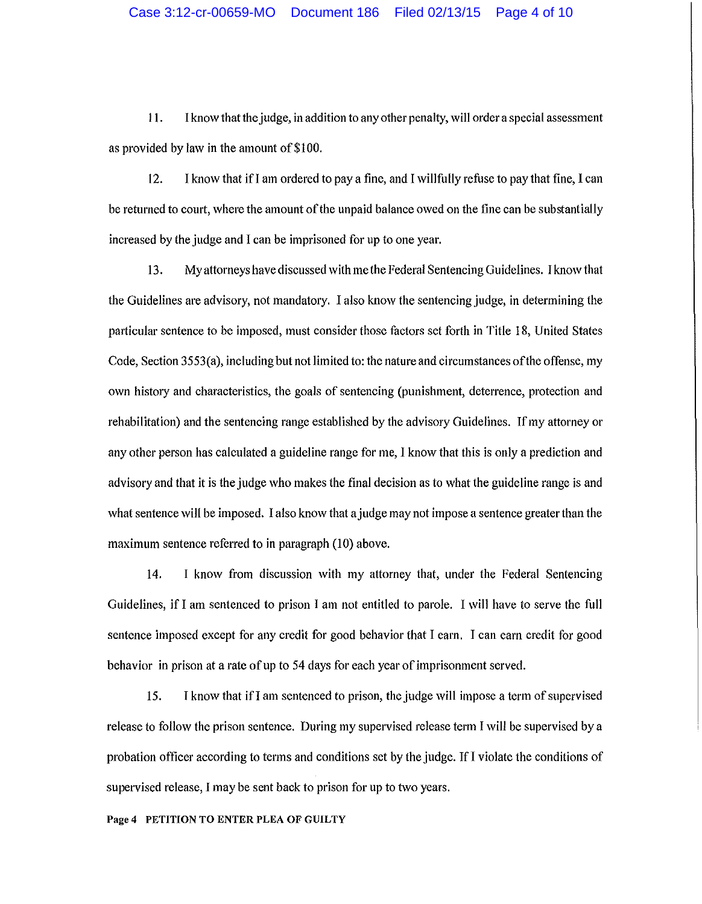11. I know that the judge, in addition to any other penalty, will order a special assessment as provided by law in the amount of $100.

12. I know that if I am ordered to pay a fine, and I willfully refuse to pay that fine, I can be returned to court, where the amount of the unpaid balance owed on the fine can be substantially increased by the judge and I can be imprisoned for up to one year.

13. My attorneys have discussed with me the Federal Sentencing Guidelines. I know that the Guidelines are advisory, not mandatory. I also know the sentencing judge, in determining the particular sentence to be imposed, must consider those factors set forth in Title 18, United States Code, Section 3553(a), including but not limited to: the nature and circumstances of the offense, my own history and characteristics, the goals of sentencing (punishment, deterrence, protection and rehabilitation) and the sentencing range established by the advisory Guidelines. If my attorney or any other person has calculated a guideline range for me, I know that this is only a prediction and advisory and that it is the judge who makes the final decision as to what the guideline range is and what sentence will be imposed. I also know that a judge may not impose a sentence greater than the maximum sentence referred to in paragraph (10) above.

14. I know from discussion with my attorney that, under the Federal Sentencing Guidelines, if I am sentenced to prison I am not entitled to parole. I will have to serve the full sentence imposed except for any credit for good behavior that I earn. I can earn credit for good behavior in prison at a rate of up to 54 days for each year of imprisonment served.

15. I know that if I am sentenced to prison, the judge will impose a term of supervised release to follow the prison sentence. During my supervised release term I will be supervised by a probation officer according to terms and conditions set by the judge. If I violate the conditions of supervised release, I may be sent back to prison for up to two years.

**Page 4 PETITION TO ENTER PLEA OF GUILTY**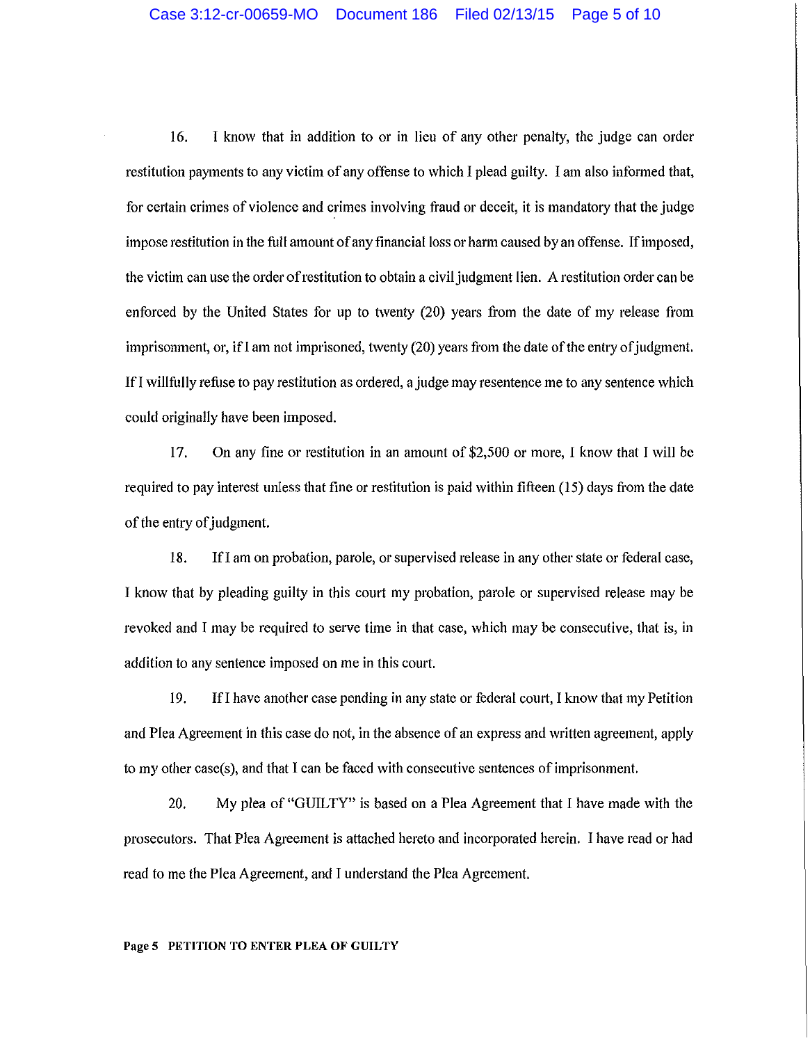16. I know that in addition to or in lieu of any other penalty, the judge can order restitution payments to any victim of any offense to which I plead guilty. I am also informed that, for certain crimes of violence and crimes involving fraud or deceit, it is mandatory that the judge impose restitution in the full amount of any financial loss or harm caused by an offense. If imposed, the victim can use the order of restitution to obtain a civil judgment lien. A restitution order can be enforced by the United States for up to twenty (20) years from the date of my release from imprisonment, or, if I am not imprisoned, twenty (20) years from the date of the entry of judgment. If I willfully refuse to pay restitution as ordered, a judge may resentence me to any sentence which could originally have been imposed.

17. On any fine or restitution in an amount of $2,500 or more, I know that I will be required to pay interest unless that fine or restitution is paid within fifteen (15) days from the date of the entry of judgment.

18. If I am on probation, parole, or supervised release in any other state or federal case, I know that by pleading guilty in this court my probation, parole or supervised release may be revoked and I may be required to serve time in that case, which may be consecutive, that is, in addition to any sentence imposed on me in this court.

19. If I have another case pending in any state or federal court, I know that my Petition and Plea Agreement in this case do not, in the absence of an express and written agreement, apply to my other case(s), and that I can be faced with consecutive sentences of imprisonment.

20. My plea of "GUILTY" is based on a Plea Agreement that I have made with the prosecutors. That Plea Agreement is attached hereto and incorporated herein. I have read or had read to me the Plea Agreement, and I understand the Plea Agreement.

**Page 5 PETITION TO ENTER PLEA OF GUILTY**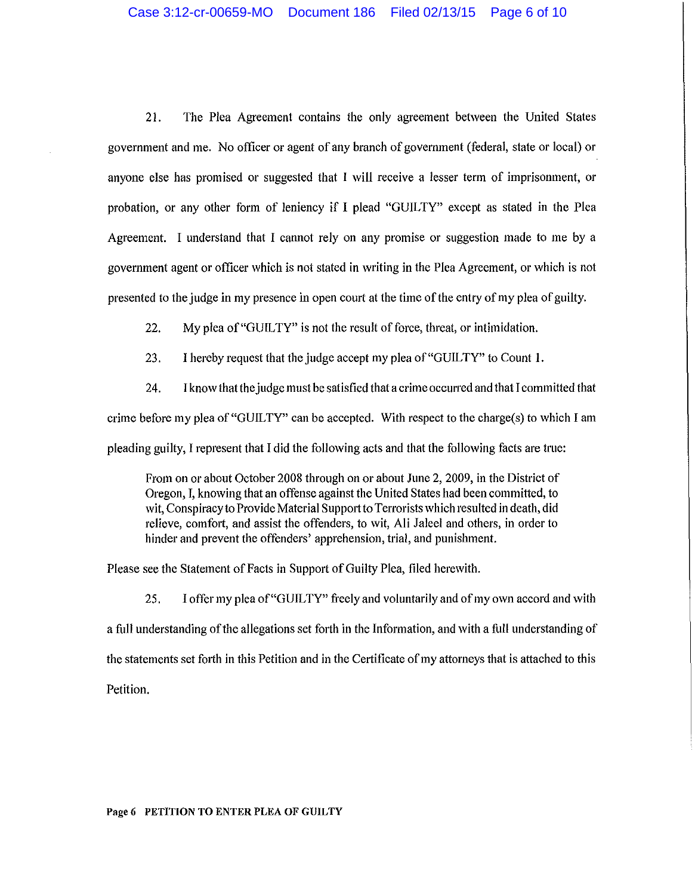21. The Plea Agreement contains the only agreement between the United States government and me. No officer or agent of any branch of government (federal, state or local) or anyone else has promised or suggested that I will receive a lesser term of imprisonment, or probation, or any other form of leniency if I plead "GUILTY" except as stated in the Plea Agreement. I understand that I cannot rely on any promise or suggestion made to me by a government agent or officer which is not stated in writing in the Plea Agreement, or which is not presented to the judge in my presence in open court at the time of the entry of my plea of guilty.

22. My plea of "GUILTY" is not the result of force, threat, or intimidation.

23. I hereby request that the judge accept my plea of "GUILTY" to Count 1.

24. I know that the judge must be satisfied that a crime occurred and that I committed that crime before my plea of "GUILTY" can be accepted. With respect to the charge(s) to which I am pleading guilty, I represent that I did the following acts and that the following facts are true:

> From on or about October 2008 through on or about June 2, 2009, in the District of Oregon, I, knowing that an offense against the United States had been committed, to wit, Conspiracy to Provide Material Support to Terrorists which resulted in death, did relieve, comfort, and assist the offenders, to wit, Ali Jaleel and others, in order to hinder and prevent the offenders' apprehension, trial, and punishment.

Please see the Statement of Facts in Support of Guilty Plea, filed herewith.

25. I offer my plea of "GUILTY" freely and voluntarily and of my own accord and with a full understanding of the allegations set forth in the Information, and with a full understanding of the statements set forth in this Petition and in the Certificate of my attorneys that is attached to this Petition.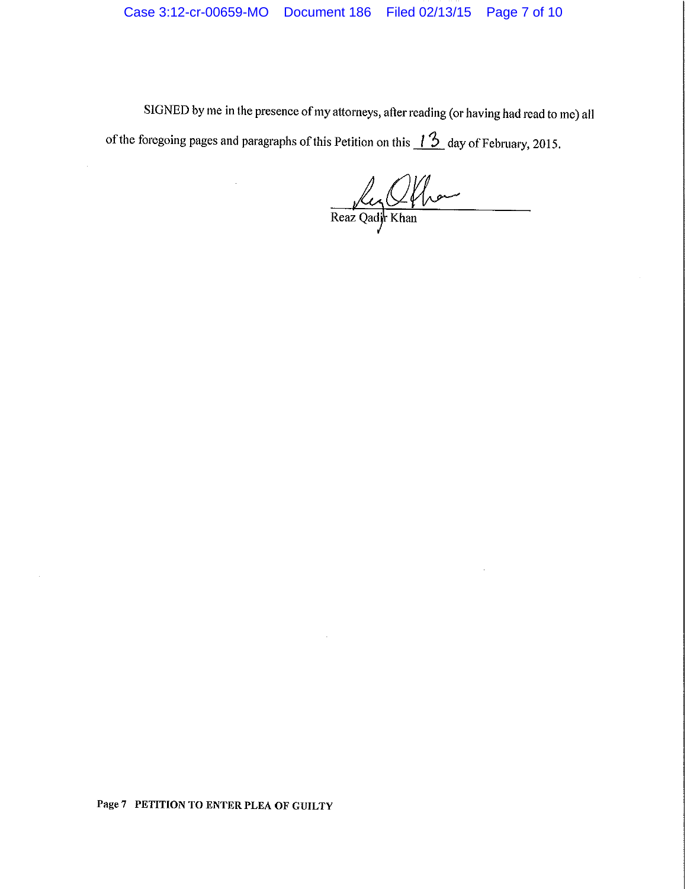SIGNED by me in the presence of my attorneys, after reading (or having had read to me) all of the foregoing pages and paragraphs of this Petition on this 13 day of February, 2015.

Reaz Qadir Khan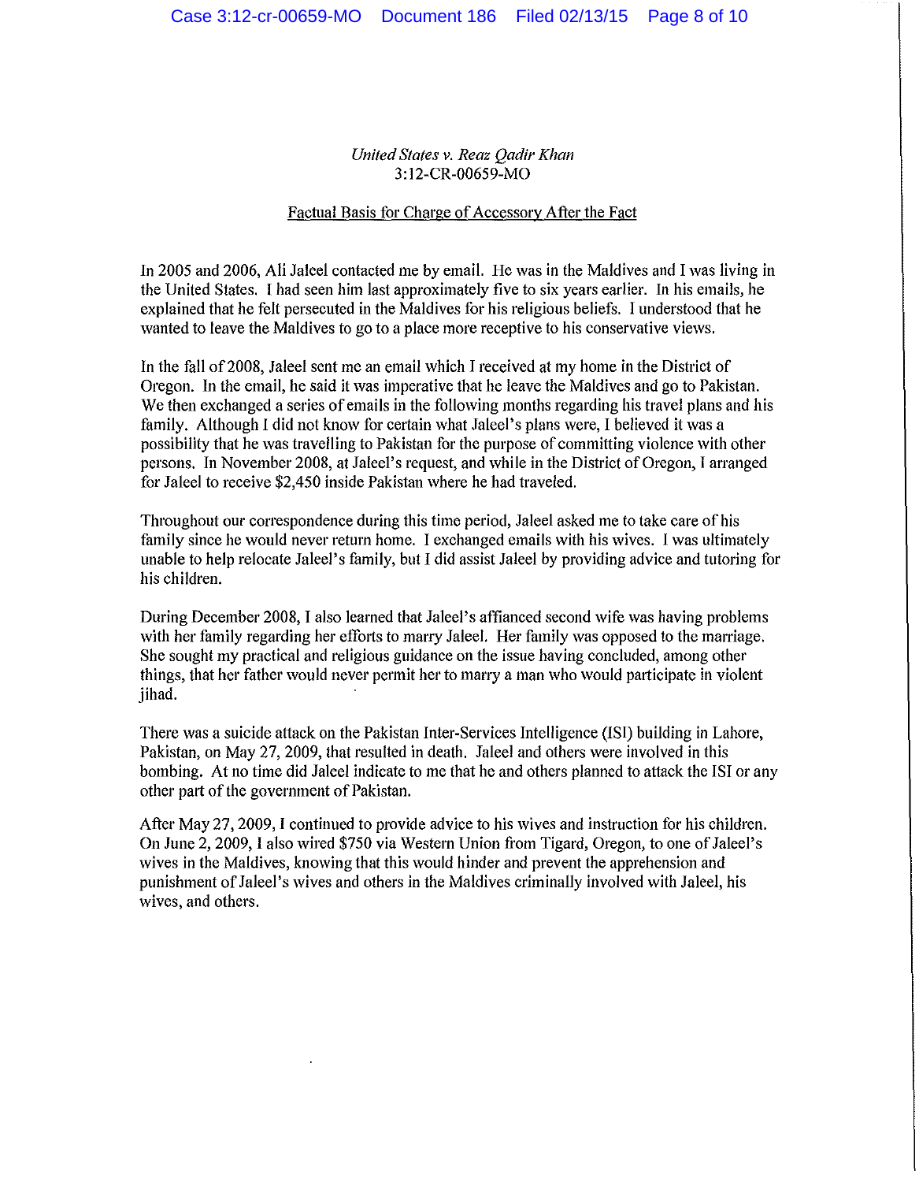*United States v. Reaz Qadir Khan*
3:12-CR-00659-MO

Factual Basis for Charge of Accessory After the Fact

In 2005 and 2006, Ali Jaleel contacted me by email. He was in the Maldives and I was living in the United States. I had seen him last approximately five to six years earlier. In his emails, he explained that he felt persecuted in the Maldives for his religious beliefs. I understood that he wanted to leave the Maldives to go to a place more receptive to his conservative views.

In the fall of 2008, Jaleel sent me an email which I received at my home in the District of Oregon. In the email, he said it was imperative that he leave the Maldives and go to Pakistan. We then exchanged a series of emails in the following months regarding his travel plans and his family. Although I did not know for certain what Jaleel's plans were, I believed it was a possibility that he was travelling to Pakistan for the purpose of committing violence with other persons. In November 2008, at Jaleel's request, and while in the District of Oregon, I arranged for Jaleel to receive $2,450 inside Pakistan where he had traveled.

Throughout our correspondence during this time period, Jaleel asked me to take care of his family since he would never return home. I exchanged emails with his wives. I was ultimately unable to help relocate Jaleel's family, but I did assist Jaleel by providing advice and tutoring for his children.

During December 2008, I also learned that Jaleel's affianced second wife was having problems with her family regarding her efforts to marry Jaleel. Her family was opposed to the marriage. She sought my practical and religious guidance on the issue having concluded, among other things, that her father would never permit her to marry a man who would participate in violent jihad.

There was a suicide attack on the Pakistan Inter-Services Intelligence (ISI) building in Lahore, Pakistan, on May 27, 2009, that resulted in death. Jaleel and others were involved in this bombing. At no time did Jaleel indicate to me that he and others planned to attack the ISI or any other part of the government of Pakistan.

After May 27, 2009, I continued to provide advice to his wives and instruction for his children. On June 2, 2009, I also wired $750 via Western Union from Tigard, Oregon, to one of Jaleel's wives in the Maldives, knowing that this would hinder and prevent the apprehension and punishment of Jaleel's wives and others in the Maldives criminally involved with Jaleel, his wives, and others.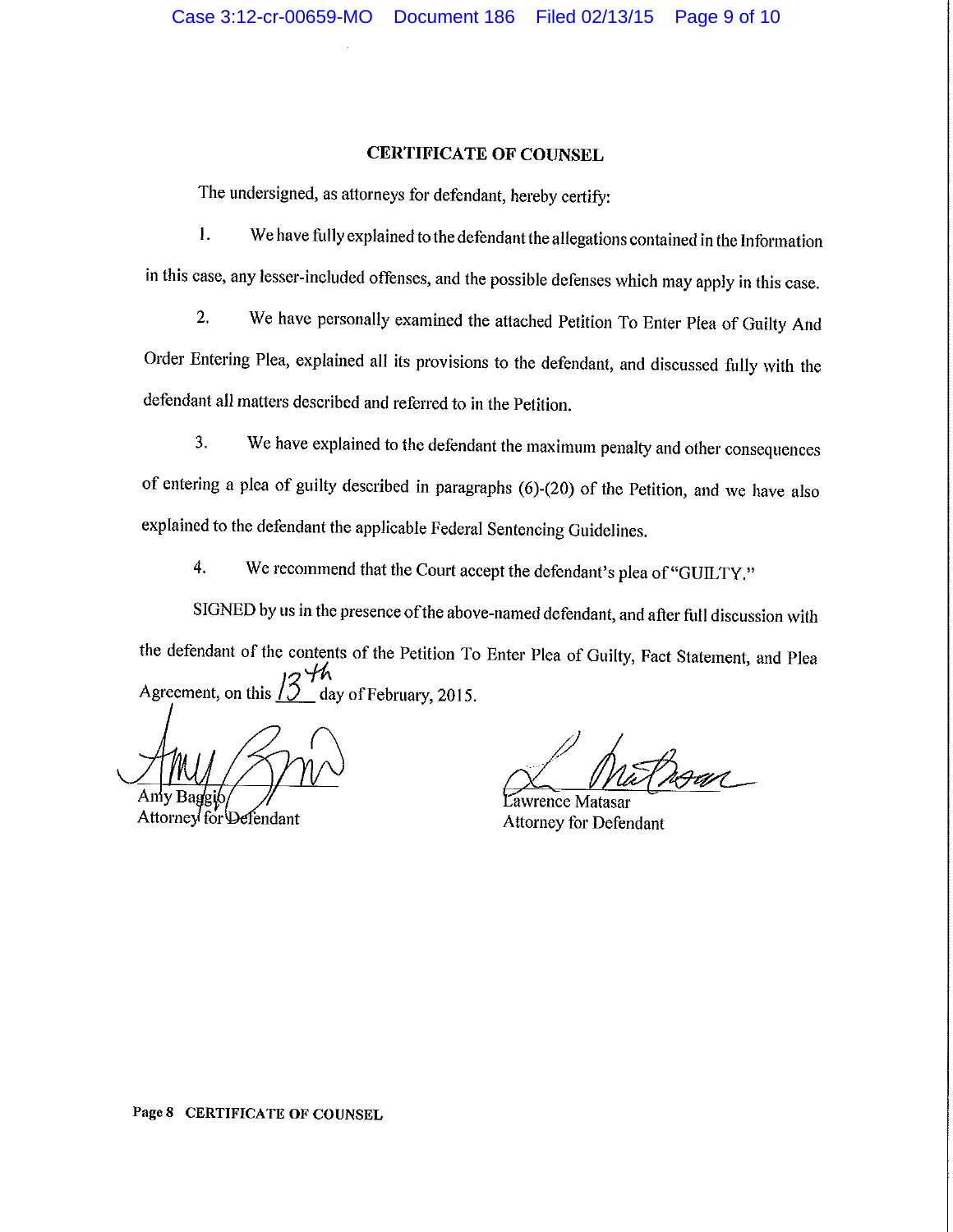## CERTIFICATE OF COUNSEL

The undersigned, as attorneys for defendant, hereby certify:

1. We have fully explained to the defendant the allegations contained in the Information in this case, any lesser-included offenses, and the possible defenses which may apply in this case.

2. We have personally examined the attached Petition To Enter Plea of Guilty And Order Entering Plea, explained all its provisions to the defendant, and discussed fully with the defendant all matters described and referred to in the Petition.

3. We have explained to the defendant the maximum penalty and other consequences of entering a plea of guilty described in paragraphs (6)-(20) of the Petition, and we have also explained to the defendant the applicable Federal Sentencing Guidelines.

4. We recommend that the Court accept the defendant's plea of "GUILTY."

SIGNED by us in the presence of the above-named defendant, and after full discussion with the defendant of the contents of the Petition To Enter Plea of Guilty, Fact Statement, and Plea Agreement, on this 13th day of February, 2015.

Amy Baggio
Attorney for Defendant

Lawrence Matasar
Attorney for Defendant

Page 8 CERTIFICATE OF COUNSEL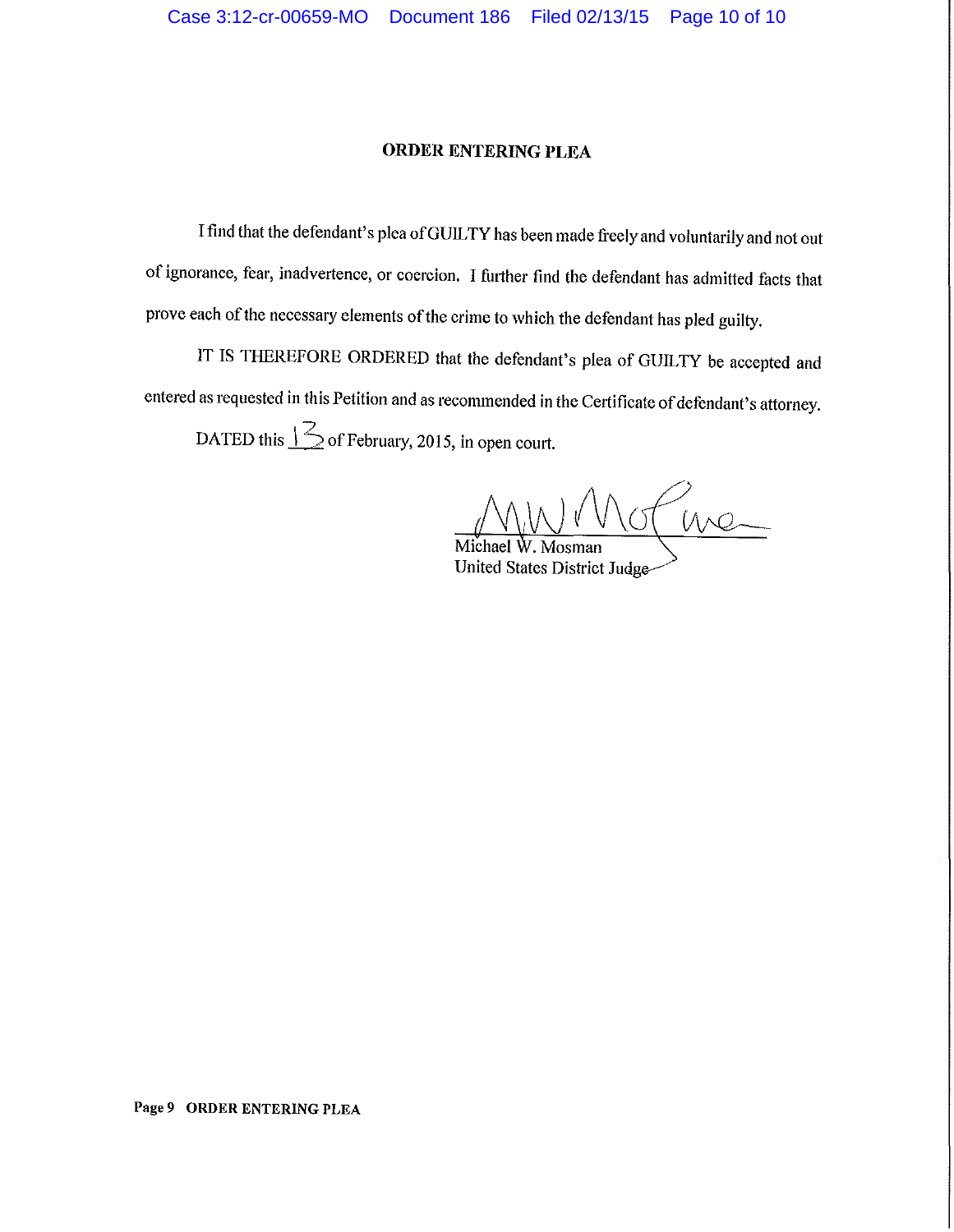## ORDER ENTERING PLEA

I find that the defendant's plea of GUILTY has been made freely and voluntarily and not out of ignorance, fear, inadvertence, or coercion. I further find the defendant has admitted facts that prove each of the necessary elements of the crime to which the defendant has pled guilty.

IT IS THEREFORE ORDERED that the defendant's plea of GUILTY be accepted and entered as requested in this Petition and as recommended in the Certificate of defendant's attorney.

DATED this 13 of February, 2015, in open court.

Michael W. Mosman
United States District Judge